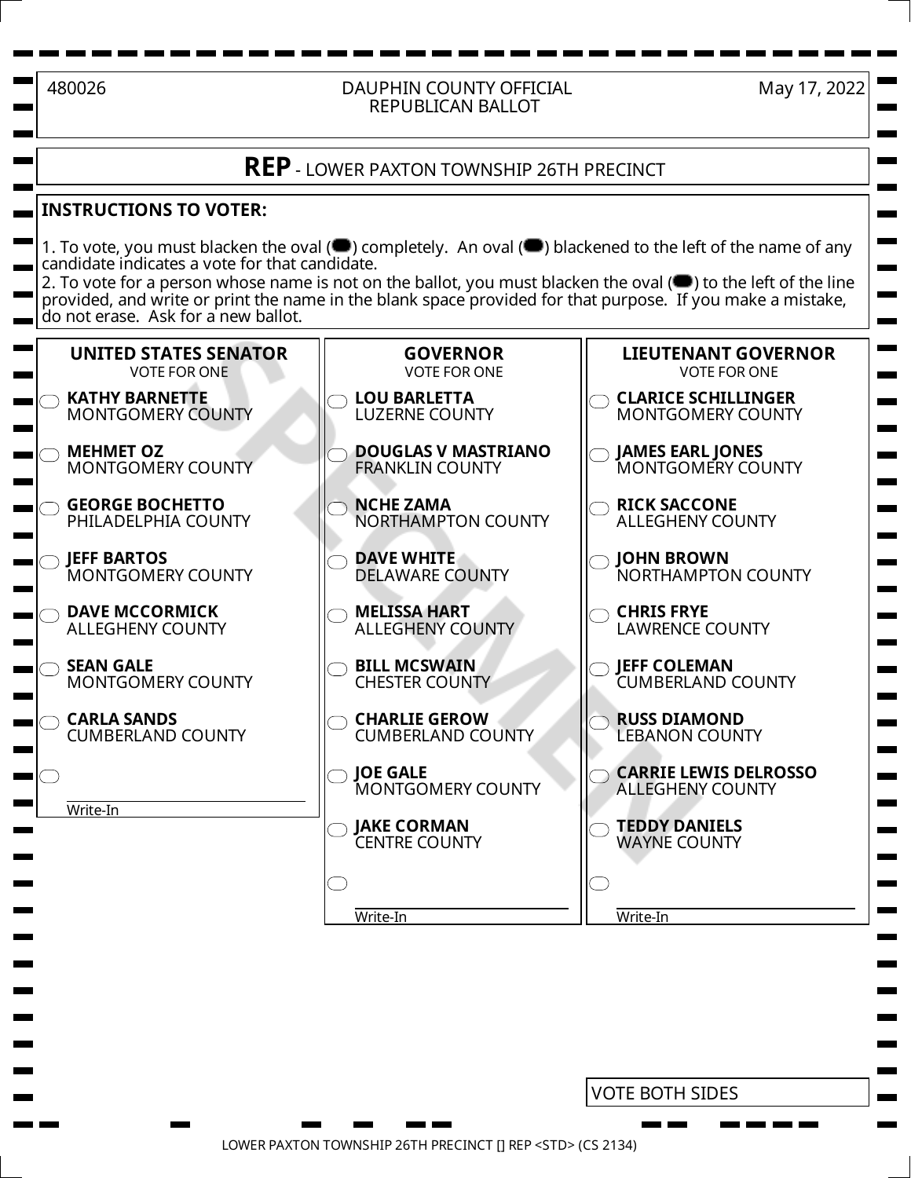480026

DAUPHIN COUNTY OFFICIAL
REPUBLICAN BALLOT

May 17, 2022

# REP - LOWER PAXTON TOWNSHIP 26TH PRECINCT

**INSTRUCTIONS TO VOTER:**

1. To vote, you must blacken the oval completely. An oval blackened to the left of the name of any candidate indicates a vote for that candidate.
2. To vote for a person whose name is not on the ballot, you must blacken the oval to the left of the line provided, and write or print the name in the blank space provided for that purpose. If you make a mistake, do not erase. Ask for a new ballot.

## UNITED STATES SENATOR
VOTE FOR ONE

- **KATHY BARNETTE**
  MONTGOMERY COUNTY
- **MEHMET OZ**
  MONTGOMERY COUNTY
- **GEORGE BOCHETTO**
  PHILADELPHIA COUNTY
- **JEFF BARTOS**
  MONTGOMERY COUNTY
- **DAVE MCCORMICK**
  ALLEGHENY COUNTY
- **SEAN GALE**
  MONTGOMERY COUNTY
- **CARLA SANDS**
  CUMBERLAND COUNTY
- Write-In

## GOVERNOR
VOTE FOR ONE

- **LOU BARLETTA**
  LUZERNE COUNTY
- **DOUGLAS V MASTRIANO**
  FRANKLIN COUNTY
- **NCHE ZAMA**
  NORTHAMPTON COUNTY
- **DAVE WHITE**
  DELAWARE COUNTY
- **MELISSA HART**
  ALLEGHENY COUNTY
- **BILL MCSWAIN**
  CHESTER COUNTY
- **CHARLIE GEROW**
  CUMBERLAND COUNTY
- **JOE GALE**
  MONTGOMERY COUNTY
- **JAKE CORMAN**
  CENTRE COUNTY
- Write-In

## LIEUTENANT GOVERNOR
VOTE FOR ONE

- **CLARICE SCHILLINGER**
  MONTGOMERY COUNTY
- **JAMES EARL JONES**
  MONTGOMERY COUNTY
- **RICK SACCONE**
  ALLEGHENY COUNTY
- **JOHN BROWN**
  NORTHAMPTON COUNTY
- **CHRIS FRYE**
  LAWRENCE COUNTY
- **JEFF COLEMAN**
  CUMBERLAND COUNTY
- **RUSS DIAMOND**
  LEBANON COUNTY
- **CARRIE LEWIS DELROSSO**
  ALLEGHENY COUNTY
- **TEDDY DANIELS**
  WAYNE COUNTY
- Write-In

VOTE BOTH SIDES

LOWER PAXTON TOWNSHIP 26TH PRECINCT [] REP <STD> (CS 2134)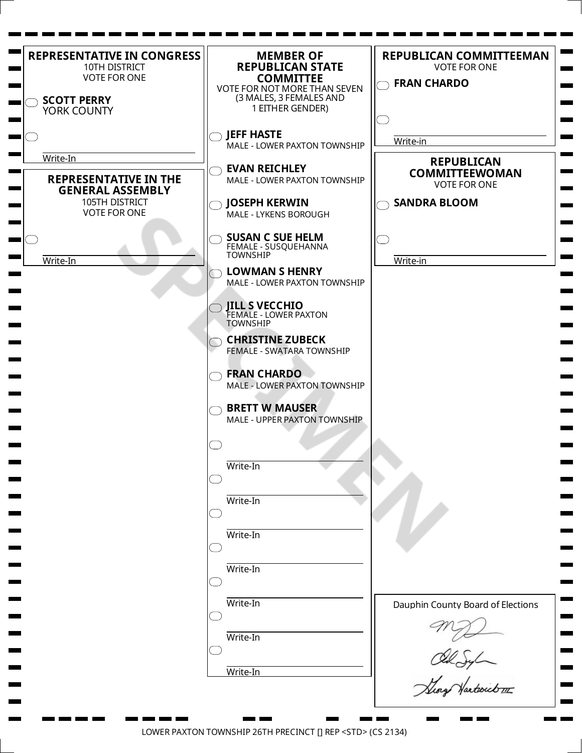## REPRESENTATIVE IN CONGRESS
10TH DISTRICT
VOTE FOR ONE

- **SCOTT PERRY**
  YORK COUNTY
- Write-In

## REPRESENTATIVE IN THE GENERAL ASSEMBLY
105TH DISTRICT
VOTE FOR ONE

- Write-In

## MEMBER OF REPUBLICAN STATE COMMITTEE
VOTE FOR NOT MORE THAN SEVEN
(3 MALES, 3 FEMALES AND 1 EITHER GENDER)

- **JEFF HASTE**
  MALE - LOWER PAXTON TOWNSHIP
- **EVAN REICHLEY**
  MALE - LOWER PAXTON TOWNSHIP
- **JOSEPH KERWIN**
  MALE - LYKENS BOROUGH
- **SUSAN C SUE HELM**
  FEMALE - SUSQUEHANNA TOWNSHIP
- **LOWMAN S HENRY**
  MALE - LOWER PAXTON TOWNSHIP
- **JILL S VECCHIO**
  FEMALE - LOWER PAXTON TOWNSHIP
- **CHRISTINE ZUBECK**
  FEMALE - SWATARA TOWNSHIP
- **FRAN CHARDO**
  MALE - LOWER PAXTON TOWNSHIP
- **BRETT W MAUSER**
  MALE - UPPER PAXTON TOWNSHIP
- Write-In
- Write-In
- Write-In
- Write-In
- Write-In
- Write-In
- Write-In

## REPUBLICAN COMMITTEEMAN
VOTE FOR ONE

- **FRAN CHARDO**
- Write-in

## REPUBLICAN COMMITTEEWOMAN
VOTE FOR ONE

- **SANDRA BLOOM**
- Write-in

Dauphin County Board of Elections

LOWER PAXTON TOWNSHIP 26TH PRECINCT [] REP <STD> (CS 2134)